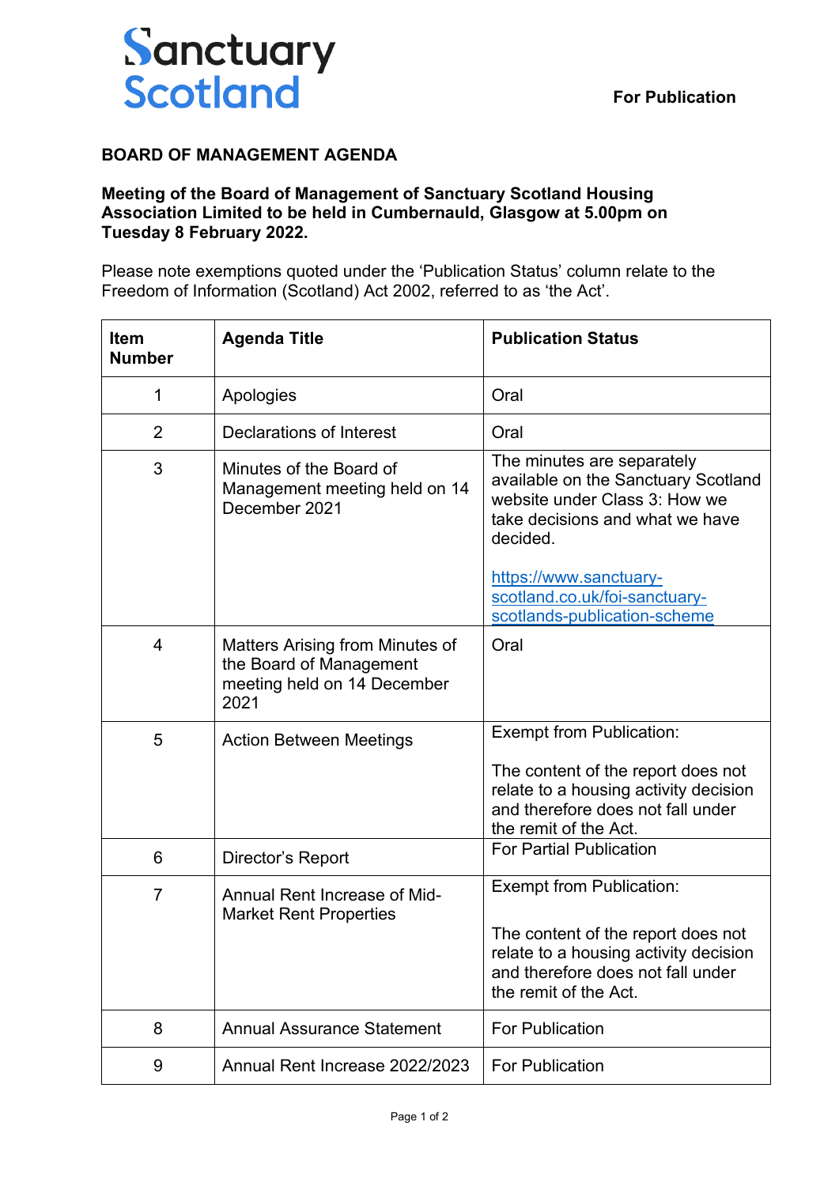Sanctuary Scotland

**For Publication**

# BOARD OF MANAGEMENT AGENDA

**Meeting of the Board of Management of Sanctuary Scotland Housing Association Limited to be held in Cumbernauld, Glasgow at 5.00pm on Tuesday 8 February 2022.**

Please note exemptions quoted under the 'Publication Status' column relate to the Freedom of Information (Scotland) Act 2002, referred to as 'the Act'.

| Item Number | Agenda Title | Publication Status |
|---|---|---|
| 1 | Apologies | Oral |
| 2 | Declarations of Interest | Oral |
| 3 | Minutes of the Board of Management meeting held on 14 December 2021 | The minutes are separately available on the Sanctuary Scotland website under Class 3: How we take decisions and what we have decided. [https://www.sanctuary-scotland.co.uk/foi-sanctuary-scotlands-publication-scheme](https://www.sanctuary-scotland.co.uk/foi-sanctuary-scotlands-publication-scheme) |
| 4 | Matters Arising from Minutes of the Board of Management meeting held on 14 December 2021 | Oral |
| 5 | Action Between Meetings | Exempt from Publication: The content of the report does not relate to a housing activity decision and therefore does not fall under the remit of the Act. |
| 6 | Director's Report | For Partial Publication |
| 7 | Annual Rent Increase of Mid-Market Rent Properties | Exempt from Publication: The content of the report does not relate to a housing activity decision and therefore does not fall under the remit of the Act. |
| 8 | Annual Assurance Statement | For Publication |
| 9 | Annual Rent Increase 2022/2023 | For Publication |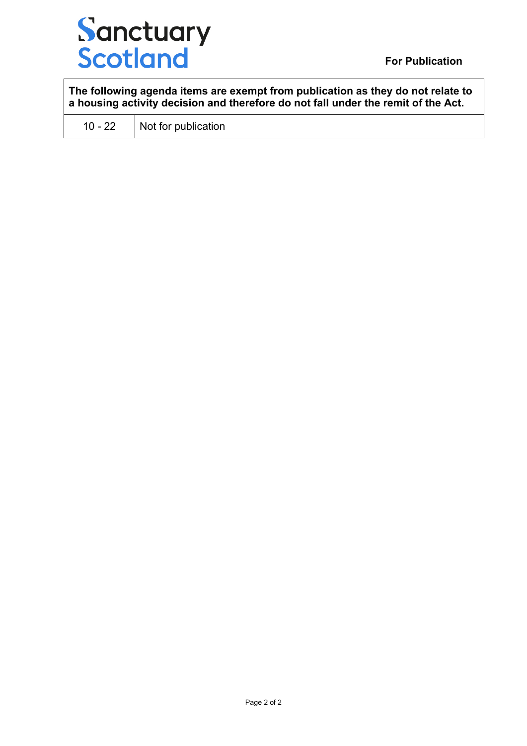Sanctuary Scotland

**For Publication**

| | |
|---|---|
| **The following agenda items are exempt from publication as they do not relate to a housing activity decision and therefore do not fall under the remit of the Act.** | |
| 10 - 22 | Not for publication |